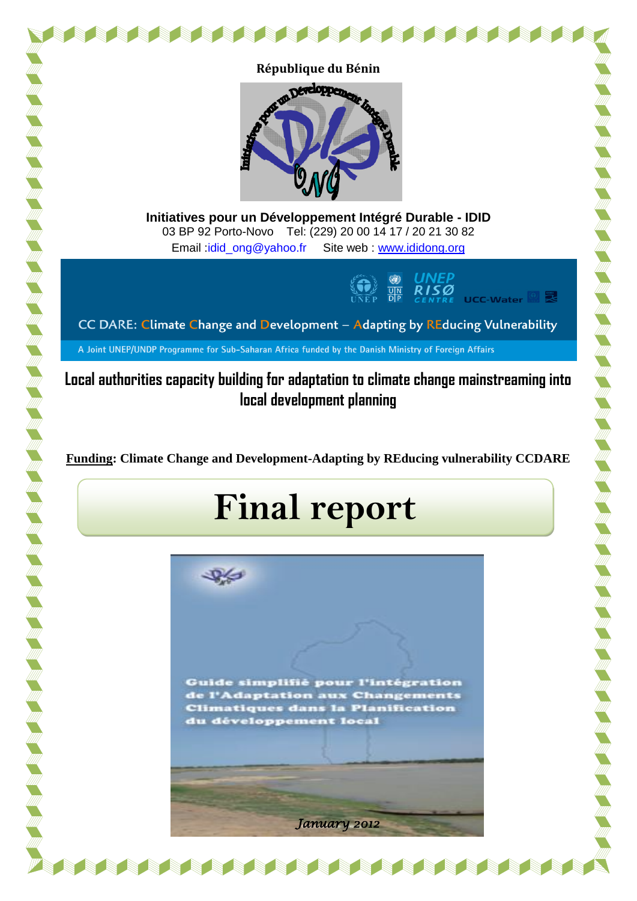République du Bénin

**Initiatives pour un Développement Intégré Durable - IDID**
03 BP 92 Porto-Novo Tel: (229) 20 00 14 17 / 20 21 30 82
Email :idid_ong@yahoo.fr Site web : www.ididong.org

CC DARE: Climate Change and Development – Adapting by REducing Vulnerability

A Joint UNEP/UNDP Programme for Sub-Saharan Africa funded by the Danish Ministry of Foreign Affairs

# Local authorities capacity building for adaptation to climate change mainstreaming into local development planning

**Funding: Climate Change and Development-Adapting by REducing vulnerability CCDARE**

# Final report

Guide simplifié pour l'intégration de l'Adaptation aux Changements Climatiques dans la Planification du développement local

*January 2012*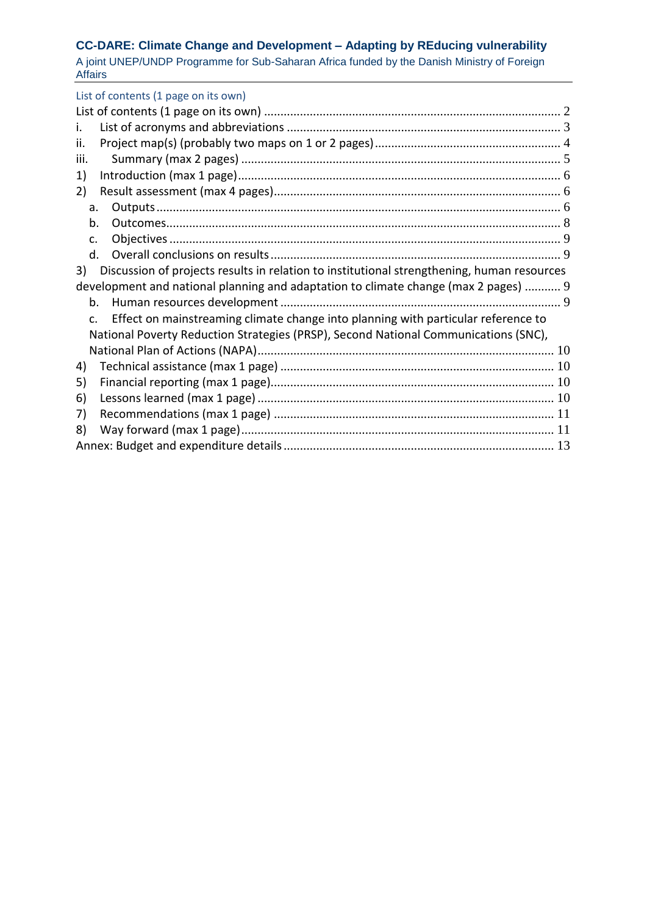## List of contents (1 page on its own)

List of contents (1 page on its own) .......... 2
i. List of acronyms and abbreviations .......... 3
ii. Project map(s) (probably two maps on 1 or 2 pages) .......... 4
iii. Summary (max 2 pages) .......... 5
1) Introduction (max 1 page) .......... 6
2) Result assessment (max 4 pages) .......... 6
  a. Outputs .......... 6
  b. Outcomes .......... 8
  c. Objectives .......... 9
  d. Overall conclusions on results .......... 9
3) Discussion of projects results in relation to institutional strengthening, human resources development and national planning and adaptation to climate change (max 2 pages) .......... 9
  b. Human resources development .......... 9
  c. Effect on mainstreaming climate change into planning with particular reference to National Poverty Reduction Strategies (PRSP), Second National Communications (SNC), National Plan of Actions (NAPA) .......... 10
4) Technical assistance (max 1 page) .......... 10
5) Financial reporting (max 1 page) .......... 10
6) Lessons learned (max 1 page) .......... 10
7) Recommendations (max 1 page) .......... 11
8) Way forward (max 1 page) .......... 11
Annex: Budget and expenditure details .......... 13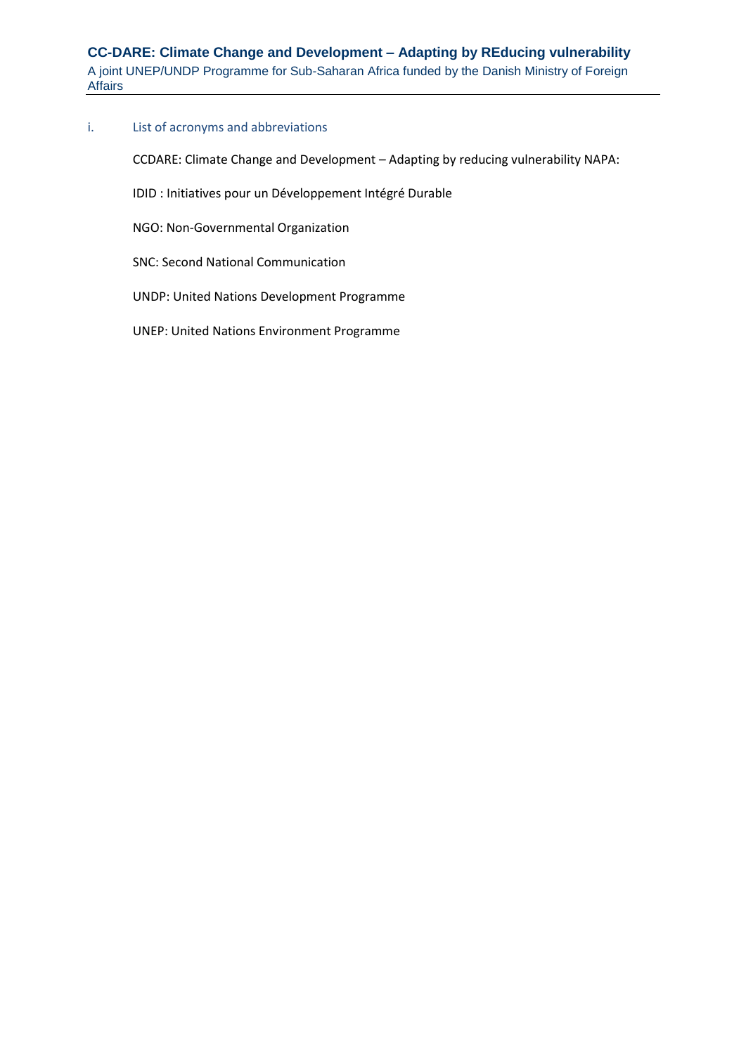## i. List of acronyms and abbreviations

CCDARE: Climate Change and Development – Adapting by reducing vulnerability NAPA:

IDID : Initiatives pour un Développement Intégré Durable

NGO: Non-Governmental Organization

SNC: Second National Communication

UNDP: United Nations Development Programme

UNEP: United Nations Environment Programme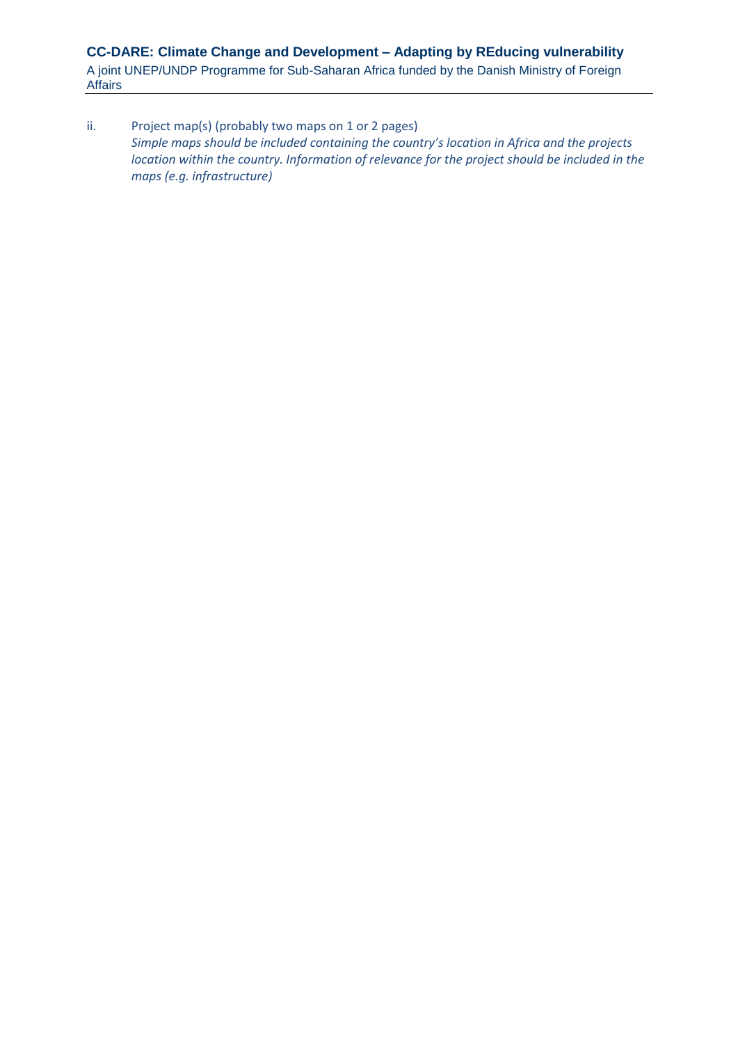ii. Project map(s) (probably two maps on 1 or 2 pages)

*Simple maps should be included containing the country's location in Africa and the projects location within the country. Information of relevance for the project should be included in the maps (e.g. infrastructure)*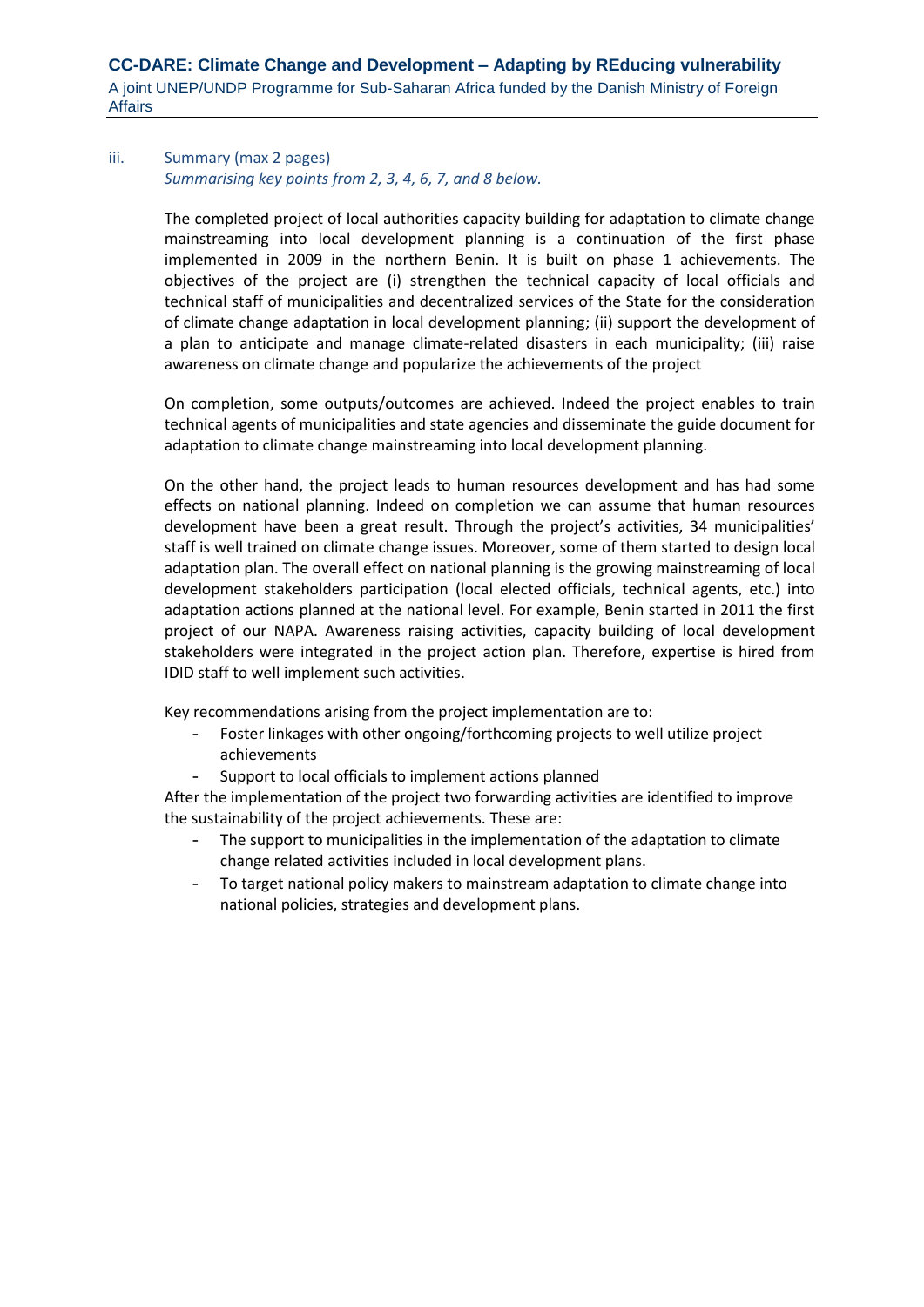iii. Summary (max 2 pages)
*Summarising key points from 2, 3, 4, 6, 7, and 8 below.*

The completed project of local authorities capacity building for adaptation to climate change mainstreaming into local development planning is a continuation of the first phase implemented in 2009 in the northern Benin. It is built on phase 1 achievements. The objectives of the project are (i) strengthen the technical capacity of local officials and technical staff of municipalities and decentralized services of the State for the consideration of climate change adaptation in local development planning; (ii) support the development of a plan to anticipate and manage climate-related disasters in each municipality; (iii) raise awareness on climate change and popularize the achievements of the project

On completion, some outputs/outcomes are achieved. Indeed the project enables to train technical agents of municipalities and state agencies and disseminate the guide document for adaptation to climate change mainstreaming into local development planning.

On the other hand, the project leads to human resources development and has had some effects on national planning. Indeed on completion we can assume that human resources development have been a great result. Through the project's activities, 34 municipalities' staff is well trained on climate change issues. Moreover, some of them started to design local adaptation plan. The overall effect on national planning is the growing mainstreaming of local development stakeholders participation (local elected officials, technical agents, etc.) into adaptation actions planned at the national level. For example, Benin started in 2011 the first project of our NAPA. Awareness raising activities, capacity building of local development stakeholders were integrated in the project action plan. Therefore, expertise is hired from IDID staff to well implement such activities.

Key recommendations arising from the project implementation are to:

- Foster linkages with other ongoing/forthcoming projects to well utilize project achievements
- Support to local officials to implement actions planned

After the implementation of the project two forwarding activities are identified to improve the sustainability of the project achievements. These are:

- The support to municipalities in the implementation of the adaptation to climate change related activities included in local development plans.
- To target national policy makers to mainstream adaptation to climate change into national policies, strategies and development plans.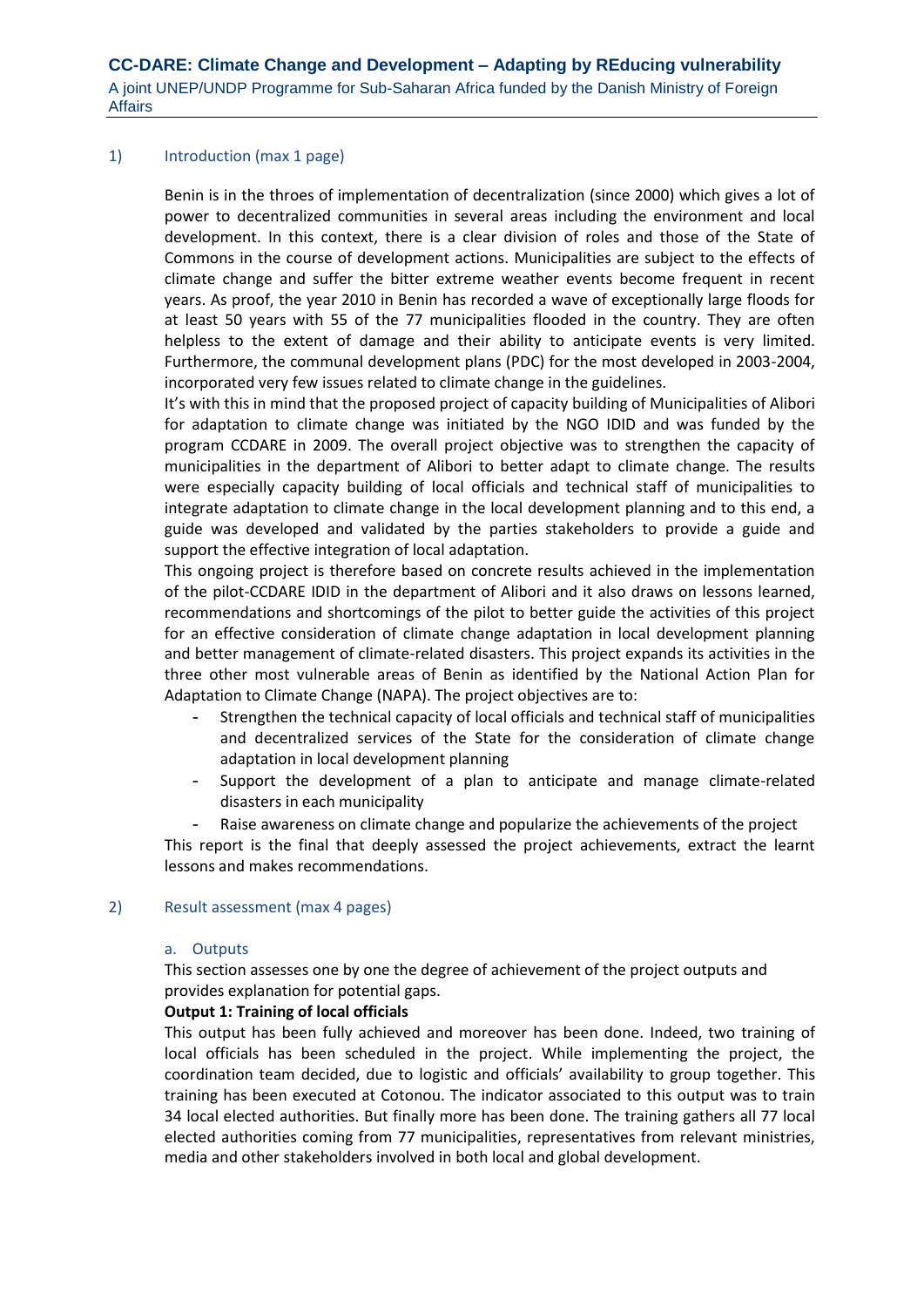## 1) Introduction (max 1 page)

Benin is in the throes of implementation of decentralization (since 2000) which gives a lot of power to decentralized communities in several areas including the environment and local development. In this context, there is a clear division of roles and those of the State of Commons in the course of development actions. Municipalities are subject to the effects of climate change and suffer the bitter extreme weather events become frequent in recent years. As proof, the year 2010 in Benin has recorded a wave of exceptionally large floods for at least 50 years with 55 of the 77 municipalities flooded in the country. They are often helpless to the extent of damage and their ability to anticipate events is very limited. Furthermore, the communal development plans (PDC) for the most developed in 2003-2004, incorporated very few issues related to climate change in the guidelines.

It's with this in mind that the proposed project of capacity building of Municipalities of Alibori for adaptation to climate change was initiated by the NGO IDID and was funded by the program CCDARE in 2009. The overall project objective was to strengthen the capacity of municipalities in the department of Alibori to better adapt to climate change. The results were especially capacity building of local officials and technical staff of municipalities to integrate adaptation to climate change in the local development planning and to this end, a guide was developed and validated by the parties stakeholders to provide a guide and support the effective integration of local adaptation.

This ongoing project is therefore based on concrete results achieved in the implementation of the pilot-CCDARE IDID in the department of Alibori and it also draws on lessons learned, recommendations and shortcomings of the pilot to better guide the activities of this project for an effective consideration of climate change adaptation in local development planning and better management of climate-related disasters. This project expands its activities in the three other most vulnerable areas of Benin as identified by the National Action Plan for Adaptation to Climate Change (NAPA). The project objectives are to:

- Strengthen the technical capacity of local officials and technical staff of municipalities and decentralized services of the State for the consideration of climate change adaptation in local development planning
- Support the development of a plan to anticipate and manage climate-related disasters in each municipality
- Raise awareness on climate change and popularize the achievements of the project

This report is the final that deeply assessed the project achievements, extract the learnt lessons and makes recommendations.

## 2) Result assessment (max 4 pages)

### a. Outputs

This section assesses one by one the degree of achievement of the project outputs and provides explanation for potential gaps.

**Output 1: Training of local officials**

This output has been fully achieved and moreover has been done. Indeed, two training of local officials has been scheduled in the project. While implementing the project, the coordination team decided, due to logistic and officials' availability to group together. This training has been executed at Cotonou. The indicator associated to this output was to train 34 local elected authorities. But finally more has been done. The training gathers all 77 local elected authorities coming from 77 municipalities, representatives from relevant ministries, media and other stakeholders involved in both local and global development.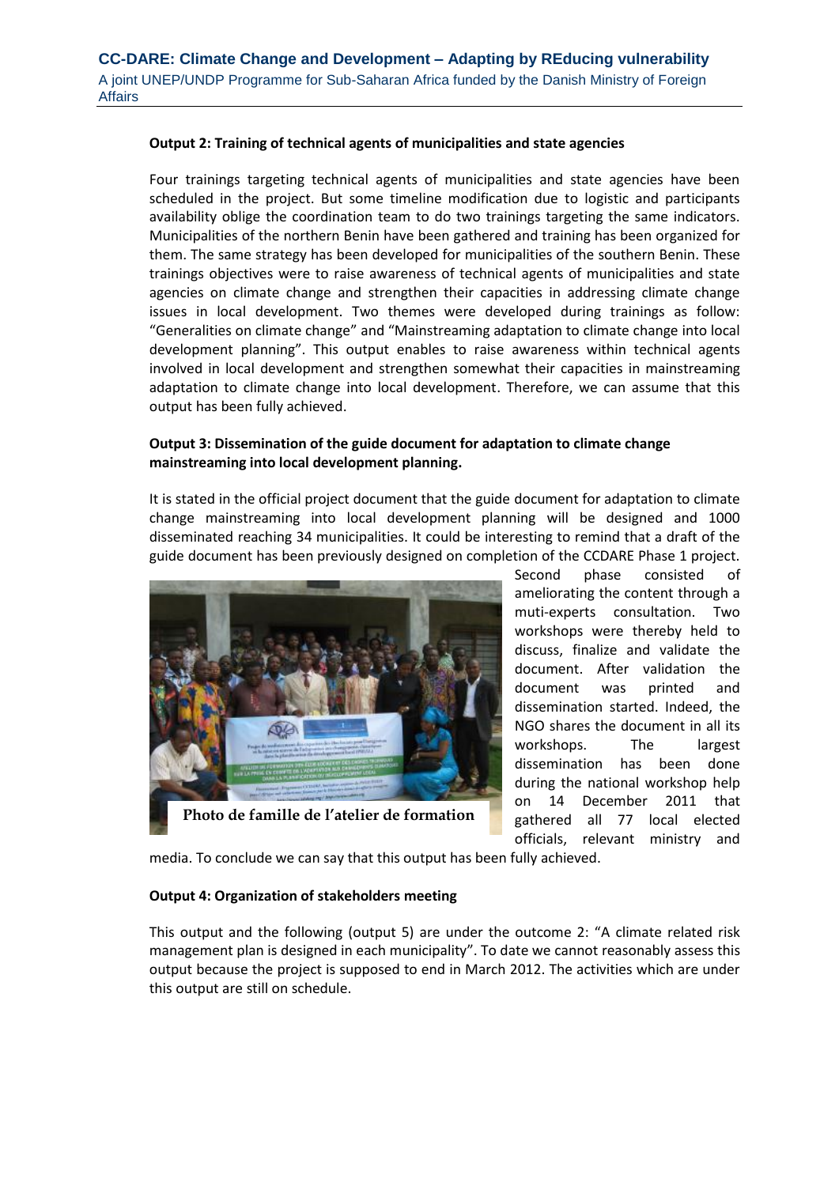**Output 2: Training of technical agents of municipalities and state agencies**

Four trainings targeting technical agents of municipalities and state agencies have been scheduled in the project. But some timeline modification due to logistic and participants availability oblige the coordination team to do two trainings targeting the same indicators. Municipalities of the northern Benin have been gathered and training has been organized for them. The same strategy has been developed for municipalities of the southern Benin. These trainings objectives were to raise awareness of technical agents of municipalities and state agencies on climate change and strengthen their capacities in addressing climate change issues in local development. Two themes were developed during trainings as follow: "Generalities on climate change" and "Mainstreaming adaptation to climate change into local development planning". This output enables to raise awareness within technical agents involved in local development and strengthen somewhat their capacities in mainstreaming adaptation to climate change into local development. Therefore, we can assume that this output has been fully achieved.

**Output 3: Dissemination of the guide document for adaptation to climate change mainstreaming into local development planning.**

It is stated in the official project document that the guide document for adaptation to climate change mainstreaming into local development planning will be designed and 1000 disseminated reaching 34 municipalities. It could be interesting to remind that a draft of the guide document has been previously designed on completion of the CCDARE Phase 1 project. Second phase consisted of ameliorating the content through a muti-experts consultation. Two workshops were thereby held to discuss, finalize and validate the document. After validation the document was printed and dissemination started. Indeed, the NGO shares the document in all its workshops. The largest dissemination has been done during the national workshop help on 14 December 2011 that gathered all 77 local elected officials, relevant ministry and media. To conclude we can say that this output has been fully achieved.

Photo de famille de l'atelier de formation

**Output 4: Organization of stakeholders meeting**

This output and the following (output 5) are under the outcome 2: "A climate related risk management plan is designed in each municipality". To date we cannot reasonably assess this output because the project is supposed to end in March 2012. The activities which are under this output are still on schedule.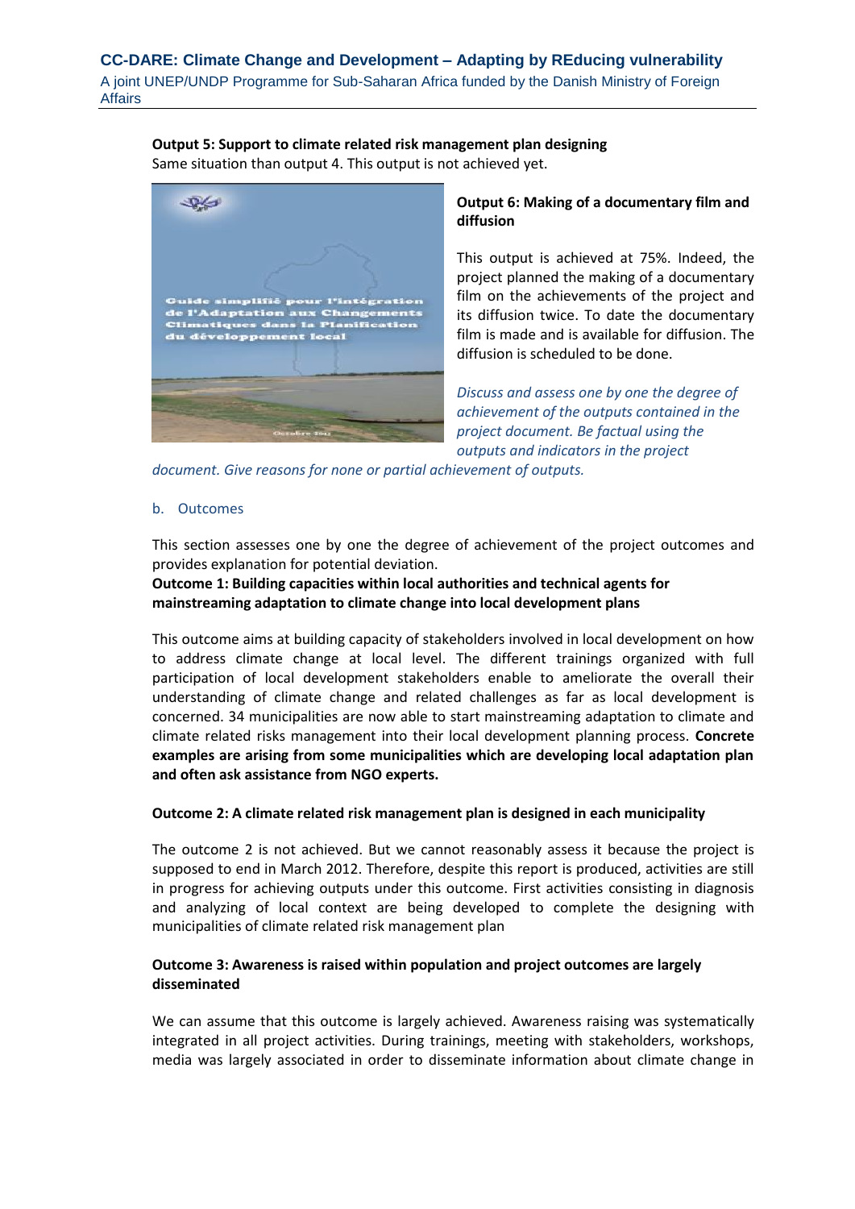**Output 5: Support to climate related risk management plan designing**
Same situation than output 4. This output is not achieved yet.

**Output 6: Making of a documentary film and diffusion**

This output is achieved at 75%. Indeed, the project planned the making of a documentary film on the achievements of the project and its diffusion twice. To date the documentary film is made and is available for diffusion. The diffusion is scheduled to be done.

*Discuss and assess one by one the degree of achievement of the outputs contained in the project document. Be factual using the outputs and indicators in the project document. Give reasons for none or partial achievement of outputs.*

b. Outcomes

This section assesses one by one the degree of achievement of the project outcomes and provides explanation for potential deviation.

**Outcome 1: Building capacities within local authorities and technical agents for mainstreaming adaptation to climate change into local development plans**

This outcome aims at building capacity of stakeholders involved in local development on how to address climate change at local level. The different trainings organized with full participation of local development stakeholders enable to ameliorate the overall their understanding of climate change and related challenges as far as local development is concerned. 34 municipalities are now able to start mainstreaming adaptation to climate and climate related risks management into their local development planning process. **Concrete examples are arising from some municipalities which are developing local adaptation plan and often ask assistance from NGO experts.**

**Outcome 2: A climate related risk management plan is designed in each municipality**

The outcome 2 is not achieved. But we cannot reasonably assess it because the project is supposed to end in March 2012. Therefore, despite this report is produced, activities are still in progress for achieving outputs under this outcome. First activities consisting in diagnosis and analyzing of local context are being developed to complete the designing with municipalities of climate related risk management plan

**Outcome 3: Awareness is raised within population and project outcomes are largely disseminated**

We can assume that this outcome is largely achieved. Awareness raising was systematically integrated in all project activities. During trainings, meeting with stakeholders, workshops, media was largely associated in order to disseminate information about climate change in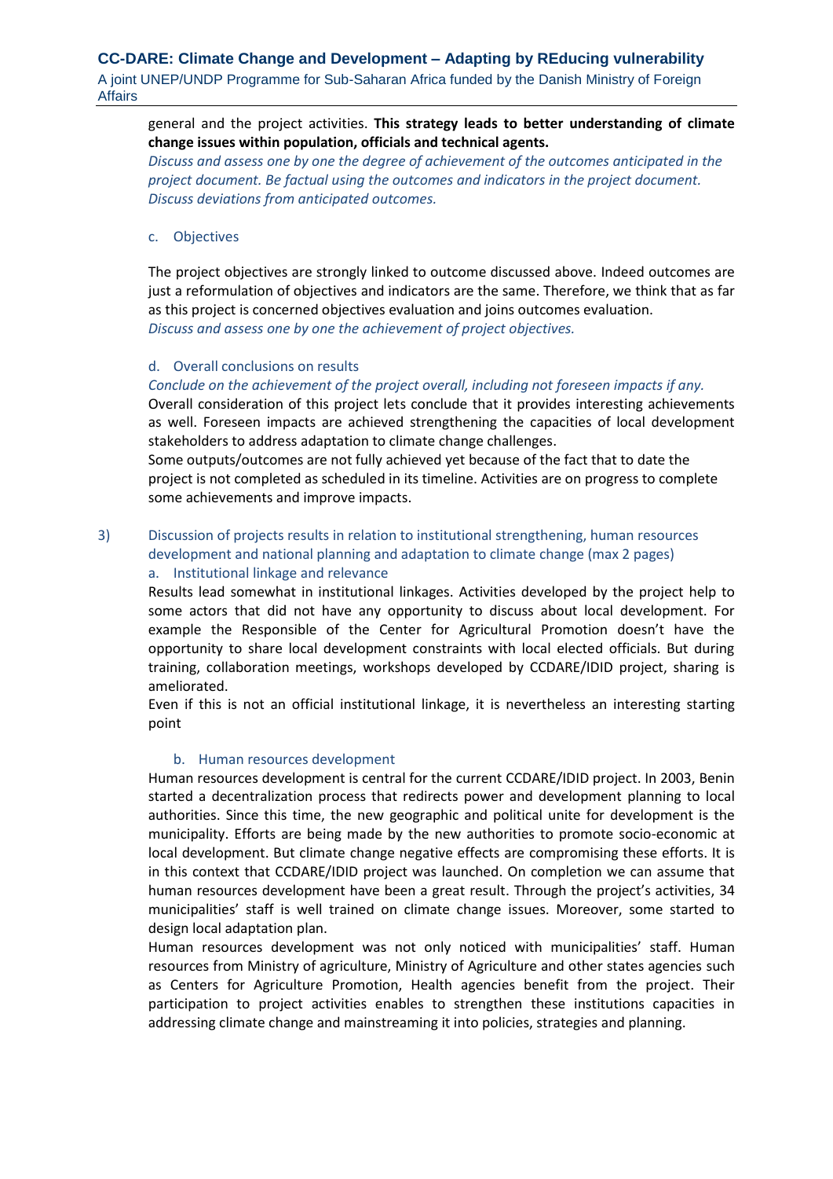general and the project activities. **This strategy leads to better understanding of climate change issues within population, officials and technical agents.**

*Discuss and assess one by one the degree of achievement of the outcomes anticipated in the project document. Be factual using the outcomes and indicators in the project document. Discuss deviations from anticipated outcomes.*

### c. Objectives

The project objectives are strongly linked to outcome discussed above. Indeed outcomes are just a reformulation of objectives and indicators are the same. Therefore, we think that as far as this project is concerned objectives evaluation and joins outcomes evaluation.

*Discuss and assess one by one the achievement of project objectives.*

### d. Overall conclusions on results

*Conclude on the achievement of the project overall, including not foreseen impacts if any.*

Overall consideration of this project lets conclude that it provides interesting achievements as well. Foreseen impacts are achieved strengthening the capacities of local development stakeholders to address adaptation to climate change challenges.

Some outputs/outcomes are not fully achieved yet because of the fact that to date the project is not completed as scheduled in its timeline. Activities are on progress to complete some achievements and improve impacts.

## 3) Discussion of projects results in relation to institutional strengthening, human resources development and national planning and adaptation to climate change (max 2 pages)

### a. Institutional linkage and relevance

Results lead somewhat in institutional linkages. Activities developed by the project help to some actors that did not have any opportunity to discuss about local development. For example the Responsible of the Center for Agricultural Promotion doesn't have the opportunity to share local development constraints with local elected officials. But during training, collaboration meetings, workshops developed by CCDARE/IDID project, sharing is ameliorated.

Even if this is not an official institutional linkage, it is nevertheless an interesting starting point

### b. Human resources development

Human resources development is central for the current CCDARE/IDID project. In 2003, Benin started a decentralization process that redirects power and development planning to local authorities. Since this time, the new geographic and political unite for development is the municipality. Efforts are being made by the new authorities to promote socio-economic at local development. But climate change negative effects are compromising these efforts. It is in this context that CCDARE/IDID project was launched. On completion we can assume that human resources development have been a great result. Through the project's activities, 34 municipalities' staff is well trained on climate change issues. Moreover, some started to design local adaptation plan.

Human resources development was not only noticed with municipalities' staff. Human resources from Ministry of agriculture, Ministry of Agriculture and other states agencies such as Centers for Agriculture Promotion, Health agencies benefit from the project. Their participation to project activities enables to strengthen these institutions capacities in addressing climate change and mainstreaming it into policies, strategies and planning.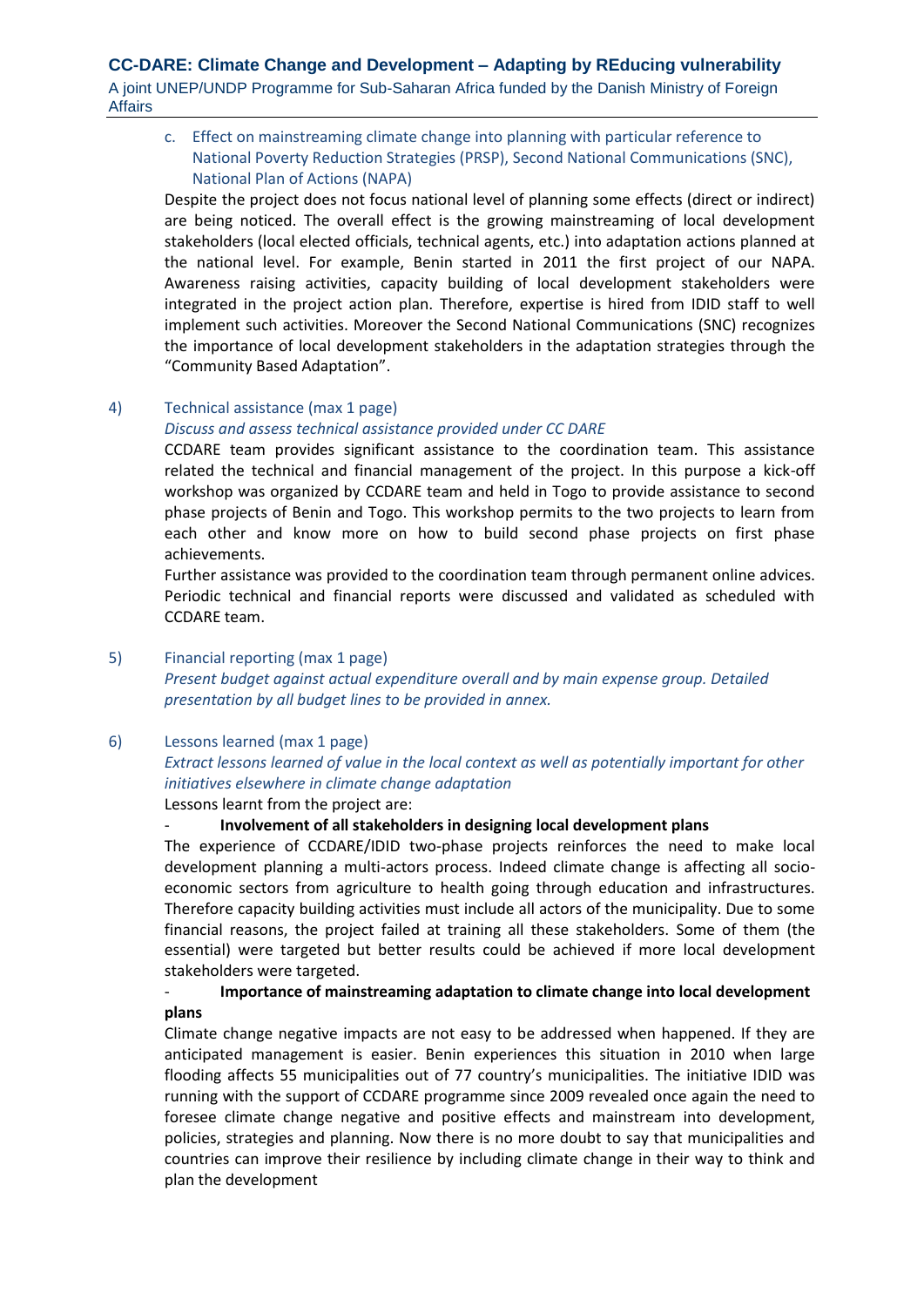c. Effect on mainstreaming climate change into planning with particular reference to National Poverty Reduction Strategies (PRSP), Second National Communications (SNC), National Plan of Actions (NAPA)

Despite the project does not focus national level of planning some effects (direct or indirect) are being noticed. The overall effect is the growing mainstreaming of local development stakeholders (local elected officials, technical agents, etc.) into adaptation actions planned at the national level. For example, Benin started in 2011 the first project of our NAPA. Awareness raising activities, capacity building of local development stakeholders were integrated in the project action plan. Therefore, expertise is hired from IDID staff to well implement such activities. Moreover the Second National Communications (SNC) recognizes the importance of local development stakeholders in the adaptation strategies through the "Community Based Adaptation".

## 4) Technical assistance (max 1 page)

*Discuss and assess technical assistance provided under CC DARE*

CCDARE team provides significant assistance to the coordination team. This assistance related the technical and financial management of the project. In this purpose a kick-off workshop was organized by CCDARE team and held in Togo to provide assistance to second phase projects of Benin and Togo. This workshop permits to the two projects to learn from each other and know more on how to build second phase projects on first phase achievements.

Further assistance was provided to the coordination team through permanent online advices. Periodic technical and financial reports were discussed and validated as scheduled with CCDARE team.

## 5) Financial reporting (max 1 page)

*Present budget against actual expenditure overall and by main expense group. Detailed presentation by all budget lines to be provided in annex.*

## 6) Lessons learned (max 1 page)

*Extract lessons learned of value in the local context as well as potentially important for other initiatives elsewhere in climate change adaptation*

Lessons learnt from the project are:

- **Involvement of all stakeholders in designing local development plans**

The experience of CCDARE/IDID two-phase projects reinforces the need to make local development planning a multi-actors process. Indeed climate change is affecting all socio-economic sectors from agriculture to health going through education and infrastructures. Therefore capacity building activities must include all actors of the municipality. Due to some financial reasons, the project failed at training all these stakeholders. Some of them (the essential) were targeted but better results could be achieved if more local development stakeholders were targeted.

- **Importance of mainstreaming adaptation to climate change into local development plans**

Climate change negative impacts are not easy to be addressed when happened. If they are anticipated management is easier. Benin experiences this situation in 2010 when large flooding affects 55 municipalities out of 77 country's municipalities. The initiative IDID was running with the support of CCDARE programme since 2009 revealed once again the need to foresee climate change negative and positive effects and mainstream into development, policies, strategies and planning. Now there is no more doubt to say that municipalities and countries can improve their resilience by including climate change in their way to think and plan the development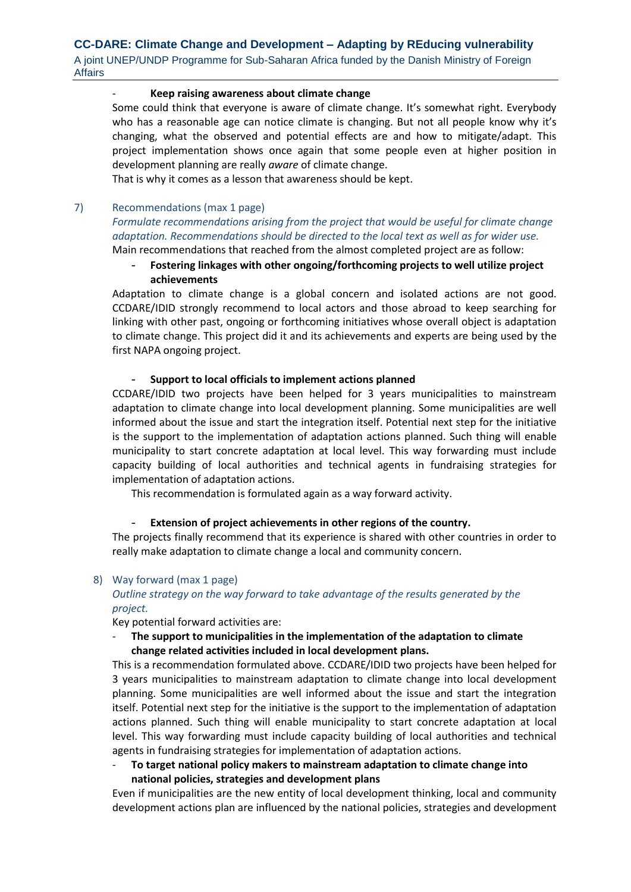- **Keep raising awareness about climate change**

Some could think that everyone is aware of climate change. It's somewhat right. Everybody who has a reasonable age can notice climate is changing. But not all people know why it's changing, what the observed and potential effects are and how to mitigate/adapt. This project implementation shows once again that some people even at higher position in development planning are really *aware* of climate change.

That is why it comes as a lesson that awareness should be kept.

## 7) Recommendations (max 1 page)

*Formulate recommendations arising from the project that would be useful for climate change adaptation. Recommendations should be directed to the local text as well as for wider use.*

Main recommendations that reached from the almost completed project are as follow:

- **Fostering linkages with other ongoing/forthcoming projects to well utilize project achievements**

Adaptation to climate change is a global concern and isolated actions are not good. CCDARE/IDID strongly recommend to local actors and those abroad to keep searching for linking with other past, ongoing or forthcoming initiatives whose overall object is adaptation to climate change. This project did it and its achievements and experts are being used by the first NAPA ongoing project.

- **Support to local officials to implement actions planned**

CCDARE/IDID two projects have been helped for 3 years municipalities to mainstream adaptation to climate change into local development planning. Some municipalities are well informed about the issue and start the integration itself. Potential next step for the initiative is the support to the implementation of adaptation actions planned. Such thing will enable municipality to start concrete adaptation at local level. This way forwarding must include capacity building of local authorities and technical agents in fundraising strategies for implementation of adaptation actions.

This recommendation is formulated again as a way forward activity.

- **Extension of project achievements in other regions of the country.**

The projects finally recommend that its experience is shared with other countries in order to really make adaptation to climate change a local and community concern.

## 8) Way forward (max 1 page)

*Outline strategy on the way forward to take advantage of the results generated by the project.*

Key potential forward activities are:

- **The support to municipalities in the implementation of the adaptation to climate change related activities included in local development plans.**

This is a recommendation formulated above. CCDARE/IDID two projects have been helped for 3 years municipalities to mainstream adaptation to climate change into local development planning. Some municipalities are well informed about the issue and start the integration itself. Potential next step for the initiative is the support to the implementation of adaptation actions planned. Such thing will enable municipality to start concrete adaptation at local level. This way forwarding must include capacity building of local authorities and technical agents in fundraising strategies for implementation of adaptation actions.

- **To target national policy makers to mainstream adaptation to climate change into national policies, strategies and development plans**

Even if municipalities are the new entity of local development thinking, local and community development actions plan are influenced by the national policies, strategies and development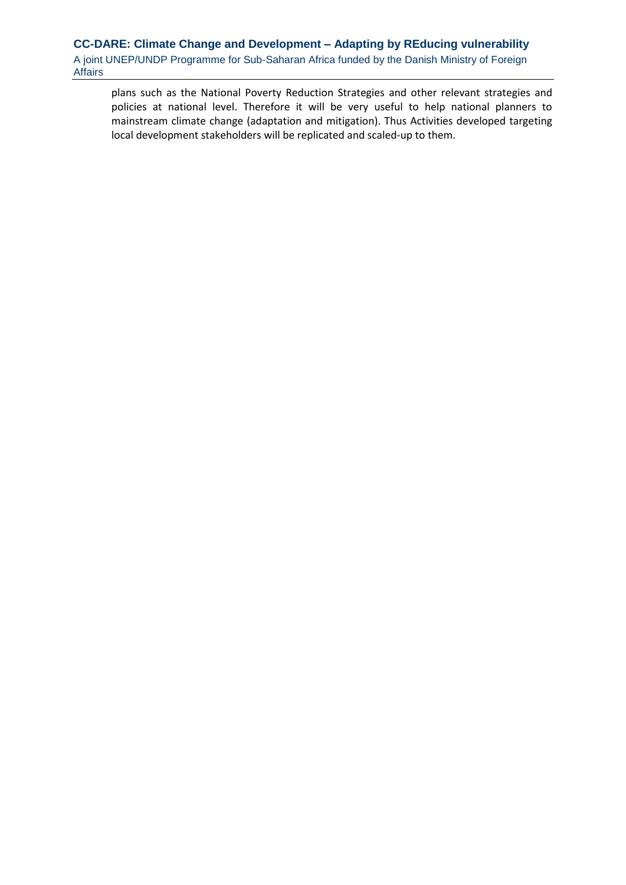plans such as the National Poverty Reduction Strategies and other relevant strategies and policies at national level. Therefore it will be very useful to help national planners to mainstream climate change (adaptation and mitigation). Thus Activities developed targeting local development stakeholders will be replicated and scaled-up to them.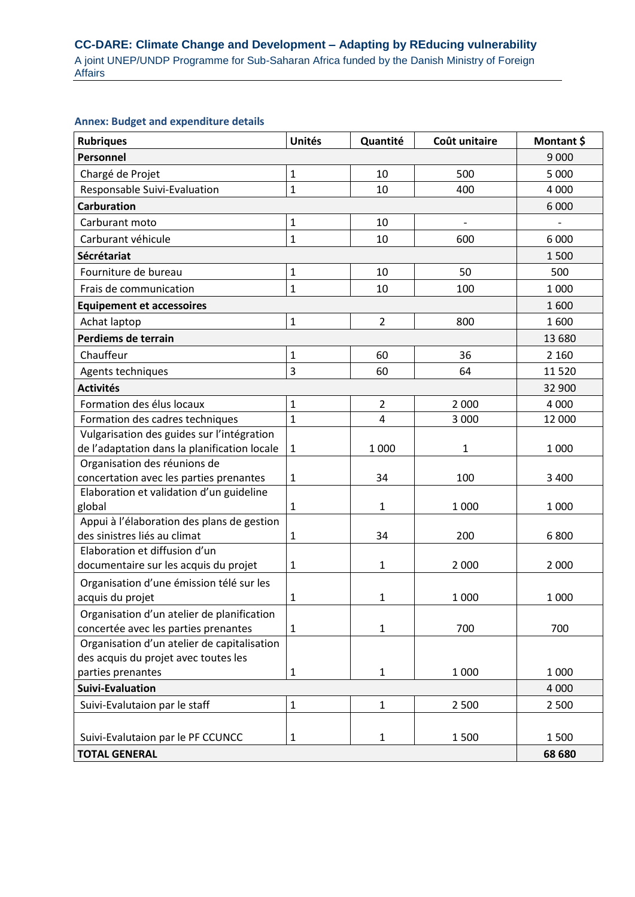**Annex: Budget and expenditure details**

| Rubriques | Unités | Quantité | Coût unitaire | Montant $ |
|---|---|---|---|---|
| **Personnel** | | | | 9 000 |
| Chargé de Projet | 1 | 10 | 500 | 5 000 |
| Responsable Suivi-Evaluation | 1 | 10 | 400 | 4 000 |
| **Carburation** | | | | 6 000 |
| Carburant moto | 1 | 10 | - | - |
| Carburant véhicule | 1 | 10 | 600 | 6 000 |
| **Sécrétariat** | | | | 1 500 |
| Fourniture de bureau | 1 | 10 | 50 | 500 |
| Frais de communication | 1 | 10 | 100 | 1 000 |
| **Equipement et accessoires** | | | | 1 600 |
| Achat laptop | 1 | 2 | 800 | 1 600 |
| **Perdiems de terrain** | | | | 13 680 |
| Chauffeur | 1 | 60 | 36 | 2 160 |
| Agents techniques | 3 | 60 | 64 | 11 520 |
| **Activités** | | | | 32 900 |
| Formation des élus locaux | 1 | 2 | 2 000 | 4 000 |
| Formation des cadres techniques | 1 | 4 | 3 000 | 12 000 |
| Vulgarisation des guides sur l'intégration de l'adaptation dans la planification locale | 1 | 1 000 | 1 | 1 000 |
| Organisation des réunions de concertation avec les parties prenantes | 1 | 34 | 100 | 3 400 |
| Elaboration et validation d'un guideline global | 1 | 1 | 1 000 | 1 000 |
| Appui à l'élaboration des plans de gestion des sinistres liés au climat | 1 | 34 | 200 | 6 800 |
| Elaboration et diffusion d'un documentaire sur les acquis du projet | 1 | 1 | 2 000 | 2 000 |
| Organisation d'une émission télé sur les acquis du projet | 1 | 1 | 1 000 | 1 000 |
| Organisation d'un atelier de planification concertée avec les parties prenantes | 1 | 1 | 700 | 700 |
| Organisation d'un atelier de capitalisation des acquis du projet avec toutes les parties prenantes | 1 | 1 | 1 000 | 1 000 |
| **Suivi-Evaluation** | | | | 4 000 |
| Suivi-Evalutaion par le staff | 1 | 1 | 2 500 | 2 500 |
| Suivi-Evalutaion par le PF CCUNCC | 1 | 1 | 1 500 | 1 500 |
| **TOTAL GENERAL** | | | | **68 680** |